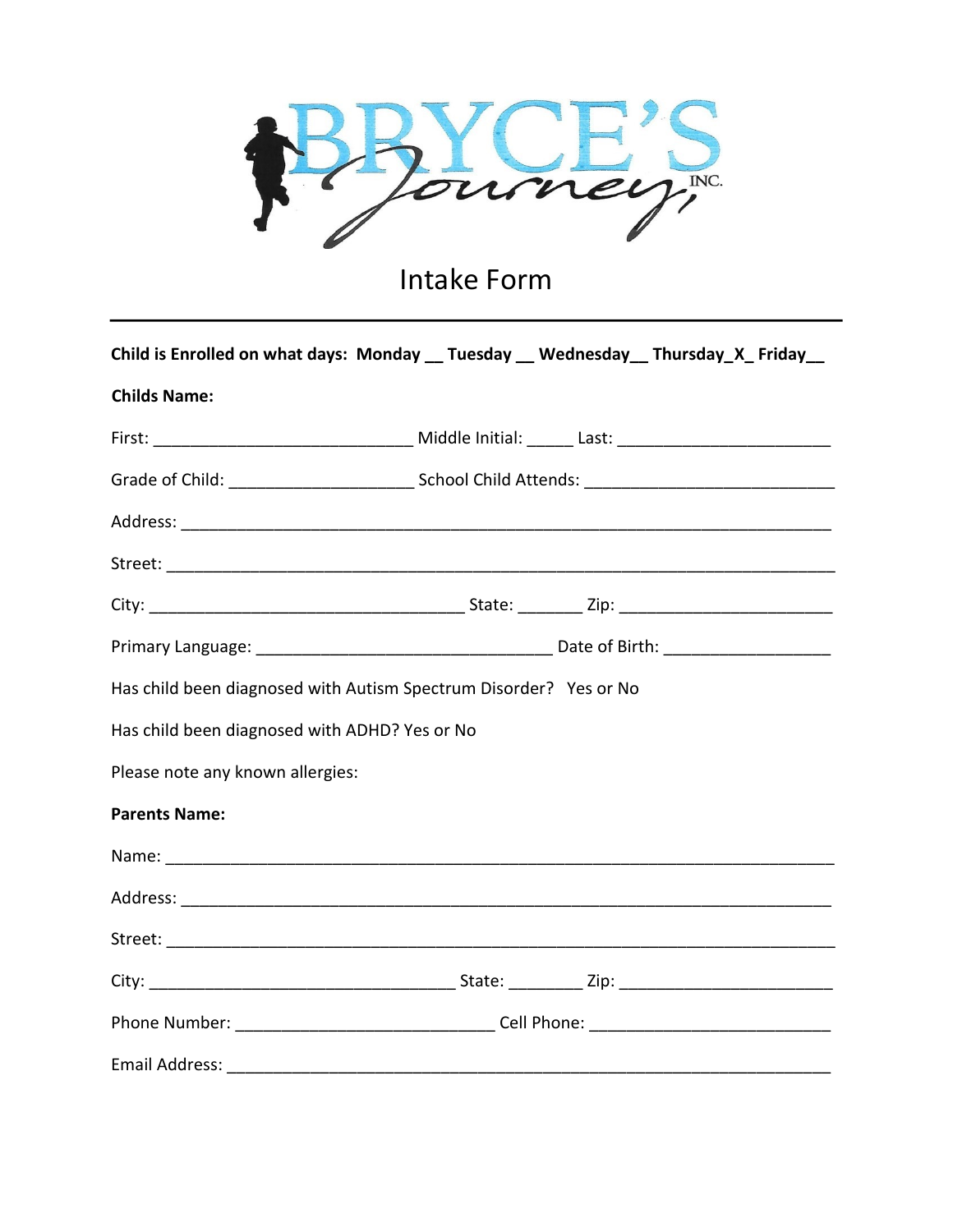BRYCE'S Journey, INC.

# Intake Form

---

**Child is Enrolled on what days: Monday __ Tuesday __ Wednesday__ Thursday_X_ Friday__**

**Childs Name:**

First: ____________________________ Middle Initial: _____ Last: _______________________

Grade of Child: ____________________ School Child Attends: ___________________________

Address: _______________________________________________________________________

Street: _________________________________________________________________________

City: __________________________________ State: _______ Zip: _______________________

Primary Language: ________________________________ Date of Birth: __________________

Has child been diagnosed with Autism Spectrum Disorder? Yes or No

Has child been diagnosed with ADHD? Yes or No

Please note any known allergies:

**Parents Name:**

Name: __________________________________________________________________________

Address: _______________________________________________________________________

Street: _________________________________________________________________________

City: _________________________________ State: ________ Zip: _______________________

Phone Number: ___________________________ Cell Phone: __________________________

Email Address: ___________________________________________________________________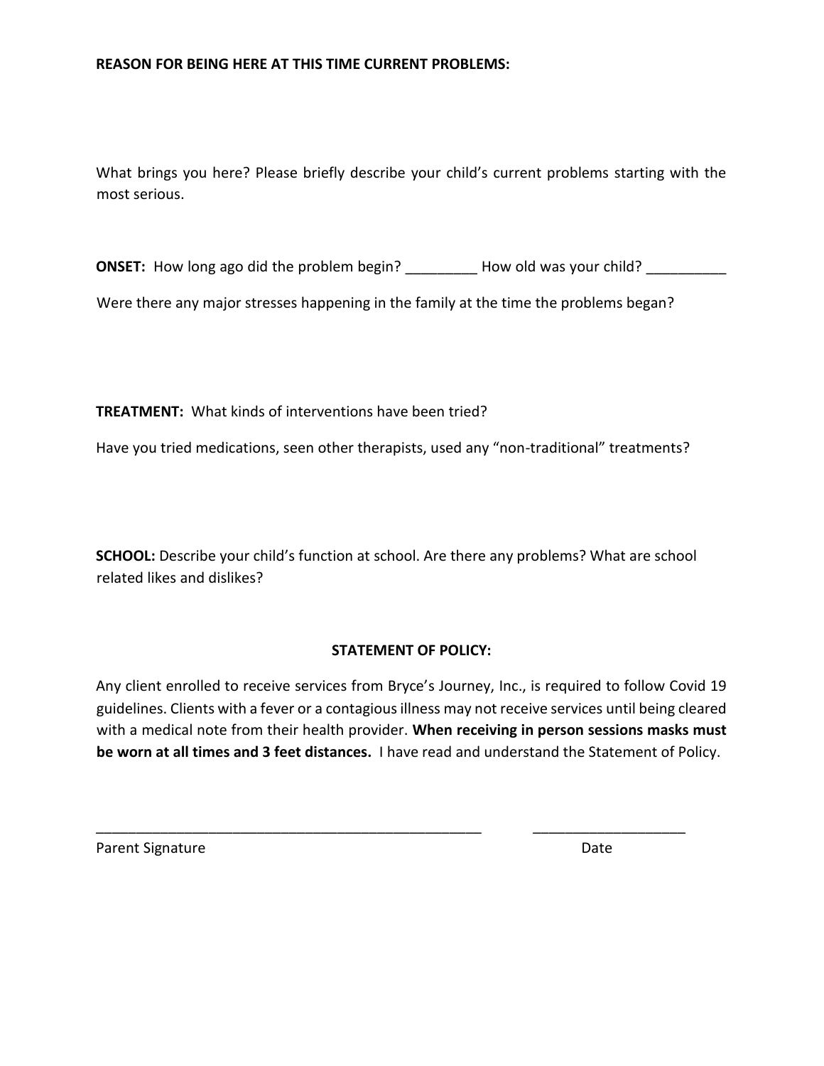**REASON FOR BEING HERE AT THIS TIME CURRENT PROBLEMS:**

What brings you here? Please briefly describe your child's current problems starting with the most serious.

**ONSET:** How long ago did the problem begin? _________ How old was your child? __________

Were there any major stresses happening in the family at the time the problems began?

**TREATMENT:** What kinds of interventions have been tried?

Have you tried medications, seen other therapists, used any "non-traditional" treatments?

**SCHOOL:** Describe your child's function at school. Are there any problems? What are school related likes and dislikes?

**STATEMENT OF POLICY:**

Any client enrolled to receive services from Bryce's Journey, Inc., is required to follow Covid 19 guidelines. Clients with a fever or a contagious illness may not receive services until being cleared with a medical note from their health provider. **When receiving in person sessions masks must be worn at all times and 3 feet distances.** I have read and understand the Statement of Policy.

_________________________________________________ ___________________

Parent Signature Date